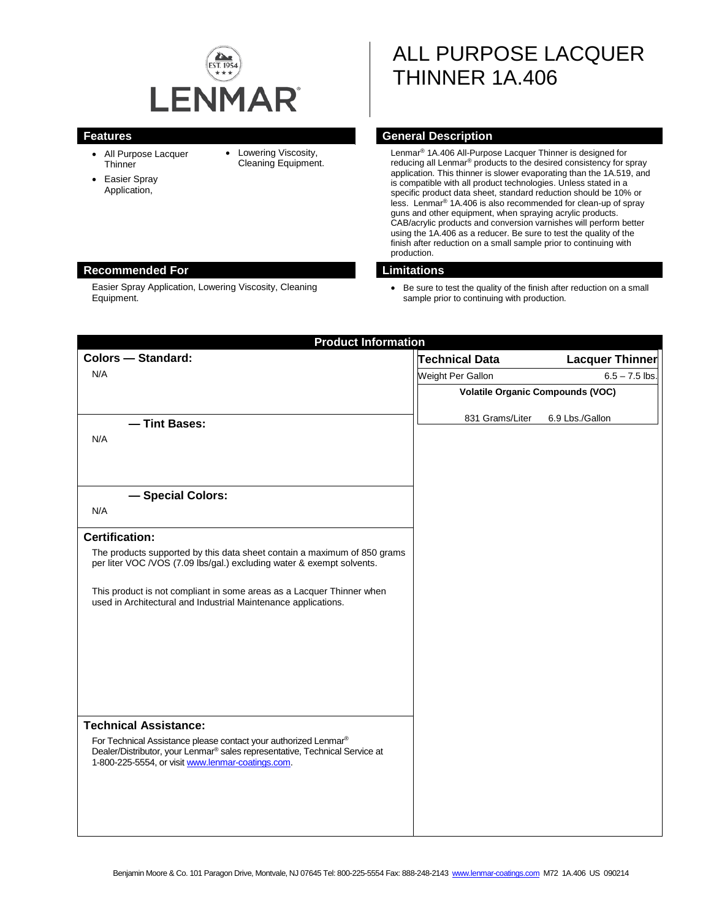LENMAR

EST. 1954

# ALL PURPOSE LACQUER THINNER 1A.406

## Features

- All Purpose Lacquer Thinner
- Easier Spray Application,
- Lowering Viscosity, Cleaning Equipment.

## General Description

Lenmar® 1A.406 All-Purpose Lacquer Thinner is designed for reducing all Lenmar® products to the desired consistency for spray application. This thinner is slower evaporating than the 1A.519, and is compatible with all product technologies. Unless stated in a specific product data sheet, standard reduction should be 10% or less. Lenmar® 1A.406 is also recommended for clean-up of spray guns and other equipment, when spraying acrylic products. CAB/acrylic products and conversion varnishes will perform better using the 1A.406 as a reducer. Be sure to test the quality of the finish after reduction on a small sample prior to continuing with production.

## Recommended For

Easier Spray Application, Lowering Viscosity, Cleaning Equipment.

## Limitations

- Be sure to test the quality of the finish after reduction on a small sample prior to continuing with production.

## Product Information

### Colors — Standard:

N/A

### — Tint Bases:

N/A

### — Special Colors:

N/A

### Certification:

The products supported by this data sheet contain a maximum of 850 grams per liter VOC /VOS (7.09 lbs/gal.) excluding water & exempt solvents.

This product is not compliant in some areas as a Lacquer Thinner when used in Architectural and Industrial Maintenance applications.

### Technical Assistance:

For Technical Assistance please contact your authorized Lenmar® Dealer/Distributor, your Lenmar® sales representative, Technical Service at 1-800-225-5554, or visit www.lenmar-coatings.com.

| Technical Data | Lacquer Thinner |
|---|---|
| Weight Per Gallon | 6.5 – 7.5 lbs. |
| **Volatile Organic Compounds (VOC)** | |
| 831 Grams/Liter | 6.9 Lbs./Gallon |

Benjamin Moore & Co. 101 Paragon Drive, Montvale, NJ 07645 Tel: 800-225-5554 Fax: 888-248-2143 www.lenmar-coatings.com M72 1A.406 US 090214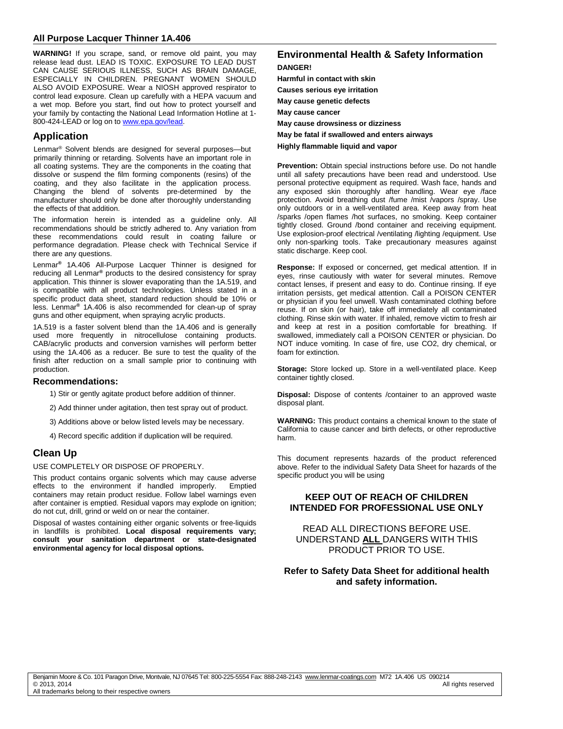## All Purpose Lacquer Thinner 1A.406

**WARNING!** If you scrape, sand, or remove old paint, you may release lead dust. LEAD IS TOXIC. EXPOSURE TO LEAD DUST CAN CAUSE SERIOUS ILLNESS, SUCH AS BRAIN DAMAGE, ESPECIALLY IN CHILDREN. PREGNANT WOMEN SHOULD ALSO AVOID EXPOSURE. Wear a NIOSH approved respirator to control lead exposure. Clean up carefully with a HEPA vacuum and a wet mop. Before you start, find out how to protect yourself and your family by contacting the National Lead Information Hotline at 1-800-424-LEAD or log on to www.epa.gov/lead.

## Application

Lenmar® Solvent blends are designed for several purposes—but primarily thinning or retarding. Solvents have an important role in all coating systems. They are the components in the coating that dissolve or suspend the film forming components (resins) of the coating, and they also facilitate in the application process. Changing the blend of solvents pre-determined by the manufacturer should only be done after thoroughly understanding the effects of that addition.

The information herein is intended as a guideline only. All recommendations should be strictly adhered to. Any variation from these recommendations could result in coating failure or performance degradation. Please check with Technical Service if there are any questions.

Lenmar® 1A.406 All-Purpose Lacquer Thinner is designed for reducing all Lenmar® products to the desired consistency for spray application. This thinner is slower evaporating than the 1A.519, and is compatible with all product technologies. Unless stated in a specific product data sheet, standard reduction should be 10% or less. Lenmar® 1A.406 is also recommended for clean-up of spray guns and other equipment, when spraying acrylic products.

1A.519 is a faster solvent blend than the 1A.406 and is generally used more frequently in nitrocellulose containing products. CAB/acrylic products and conversion varnishes will perform better using the 1A.406 as a reducer. Be sure to test the quality of the finish after reduction on a small sample prior to continuing with production.

### Recommendations:

1) Stir or gently agitate product before addition of thinner.

2) Add thinner under agitation, then test spray out of product.

3) Additions above or below listed levels may be necessary.

4) Record specific addition if duplication will be required.

## Clean Up

USE COMPLETELY OR DISPOSE OF PROPERLY.

This product contains organic solvents which may cause adverse effects to the environment if handled improperly. Emptied containers may retain product residue. Follow label warnings even after container is emptied. Residual vapors may explode on ignition; do not cut, drill, grind or weld on or near the container.

Disposal of wastes containing either organic solvents or free-liquids in landfills is prohibited. **Local disposal requirements vary; consult your sanitation department or state-designated environmental agency for local disposal options.**

## Environmental Health & Safety Information

**DANGER!**

**Harmful in contact with skin**

**Causes serious eye irritation**

**May cause genetic defects**

**May cause cancer**

**May cause drowsiness or dizziness**

**May be fatal if swallowed and enters airways**

**Highly flammable liquid and vapor**

**Prevention:** Obtain special instructions before use. Do not handle until all safety precautions have been read and understood. Use personal protective equipment as required. Wash face, hands and any exposed skin thoroughly after handling. Wear eye /face protection. Avoid breathing dust /fume /mist /vapors /spray. Use only outdoors or in a well-ventilated area. Keep away from heat /sparks /open flames /hot surfaces, no smoking. Keep container tightly closed. Ground /bond container and receiving equipment. Use explosion-proof electrical /ventilating /lighting /equipment. Use only non-sparking tools. Take precautionary measures against static discharge. Keep cool.

**Response:** If exposed or concerned, get medical attention. If in eyes, rinse cautiously with water for several minutes. Remove contact lenses, if present and easy to do. Continue rinsing. If eye irritation persists, get medical attention. Call a POISON CENTER or physician if you feel unwell. Wash contaminated clothing before reuse. If on skin (or hair), take off immediately all contaminated clothing. Rinse skin with water. If inhaled, remove victim to fresh air and keep at rest in a position comfortable for breathing. If swallowed, immediately call a POISON CENTER or physician. Do NOT induce vomiting. In case of fire, use CO2, dry chemical, or foam for extinction.

**Storage:** Store locked up. Store in a well-ventilated place. Keep container tightly closed.

**Disposal:** Dispose of contents /container to an approved waste disposal plant.

**WARNING:** This product contains a chemical known to the state of California to cause cancer and birth defects, or other reproductive harm.

This document represents hazards of the product referenced above. Refer to the individual Safety Data Sheet for hazards of the specific product you will be using

**KEEP OUT OF REACH OF CHILDREN**
**INTENDED FOR PROFESSIONAL USE ONLY**

READ ALL DIRECTIONS BEFORE USE. UNDERSTAND **ALL** DANGERS WITH THIS PRODUCT PRIOR TO USE.

**Refer to Safety Data Sheet for additional health and safety information.**

Benjamin Moore & Co. 101 Paragon Drive, Montvale, NJ 07645 Tel: 800-225-5554 Fax: 888-248-2143 www.lenmar-coatings.com M72 1A.406 US 090214
© 2013, 2014 All rights reserved
All trademarks belong to their respective owners